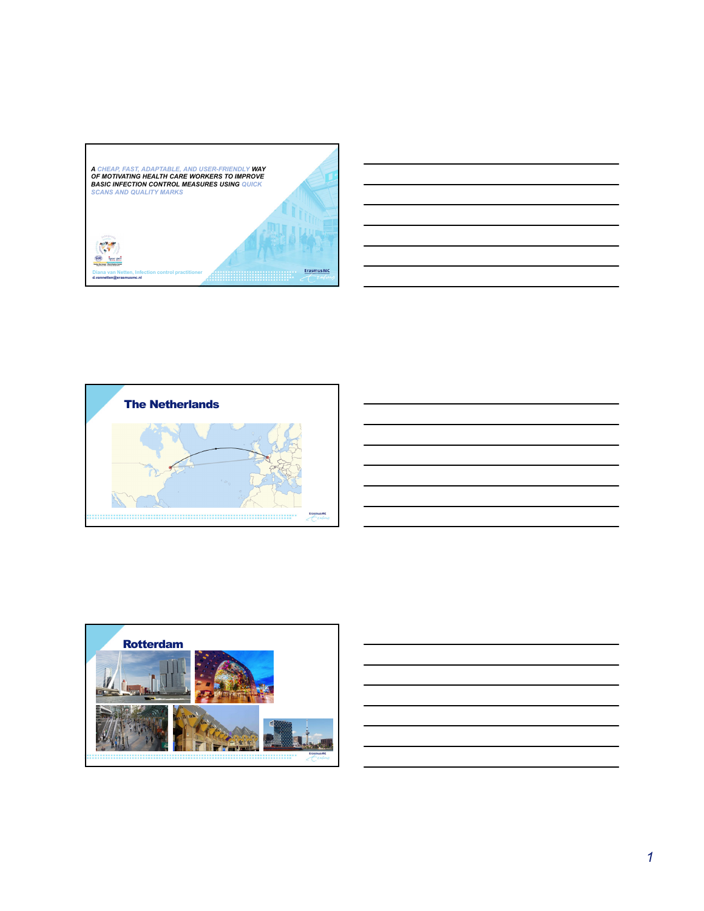A CHEAP, FAST, ADAPTABLE, AND USER-FRIENDLY WAY OF MOTIVATING HEALTH CARE WORKERS TO IMPROVE BASIC INFECTION CONTROL MEASURES USING QUICK SCANS AND QUALITY MARKS

Diana van Netten, Infection control practitioner
d.vannetten@erasmusmc.nl

## The Netherlands

## Rotterdam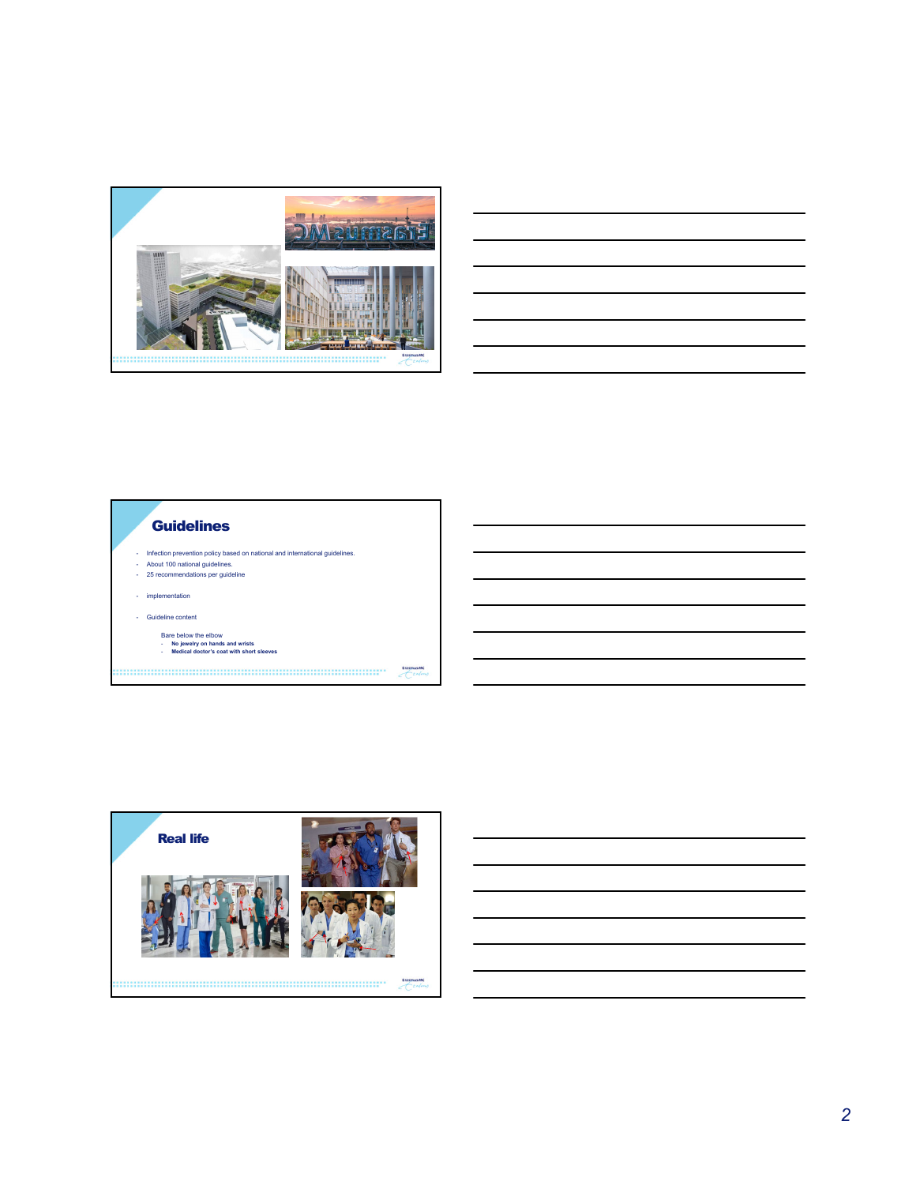## Guidelines

- Infection prevention policy based on national and international guidelines.
- About 100 national guidelines.
- 25 recommendations per guideline
- implementation
- Guideline content

  Bare below the elbow
  - **No jewelry on hands and wrists**
  - **Medical doctor's coat with short sleeves**

## Real life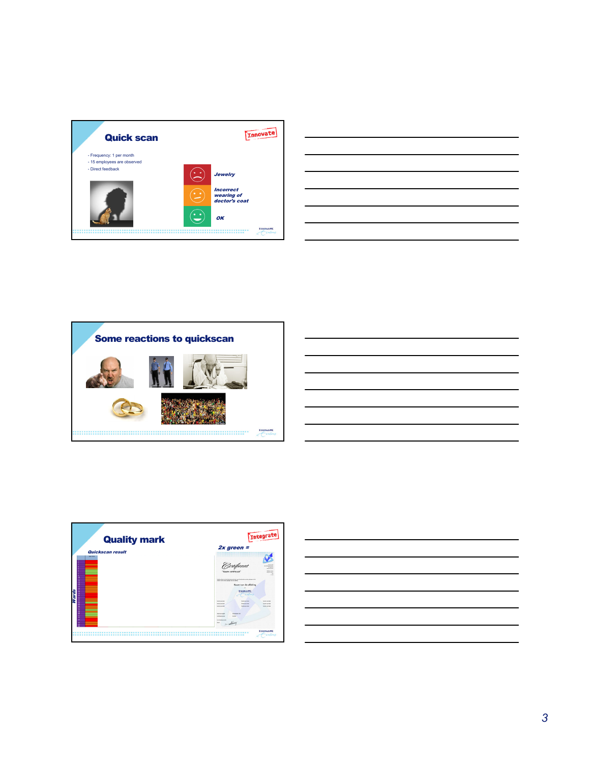## Quick scan

Innovate

- Frequency: 1 per month
- 15 employees are observed
- Direct feedback

*Jewelry*

*Incorrect wearing of doctor's coat*

*OK*

## Some reactions to quickscan

## Quality mark

Integrate

*Quickscan result*

*Wards*

*2x green =*

Certificaat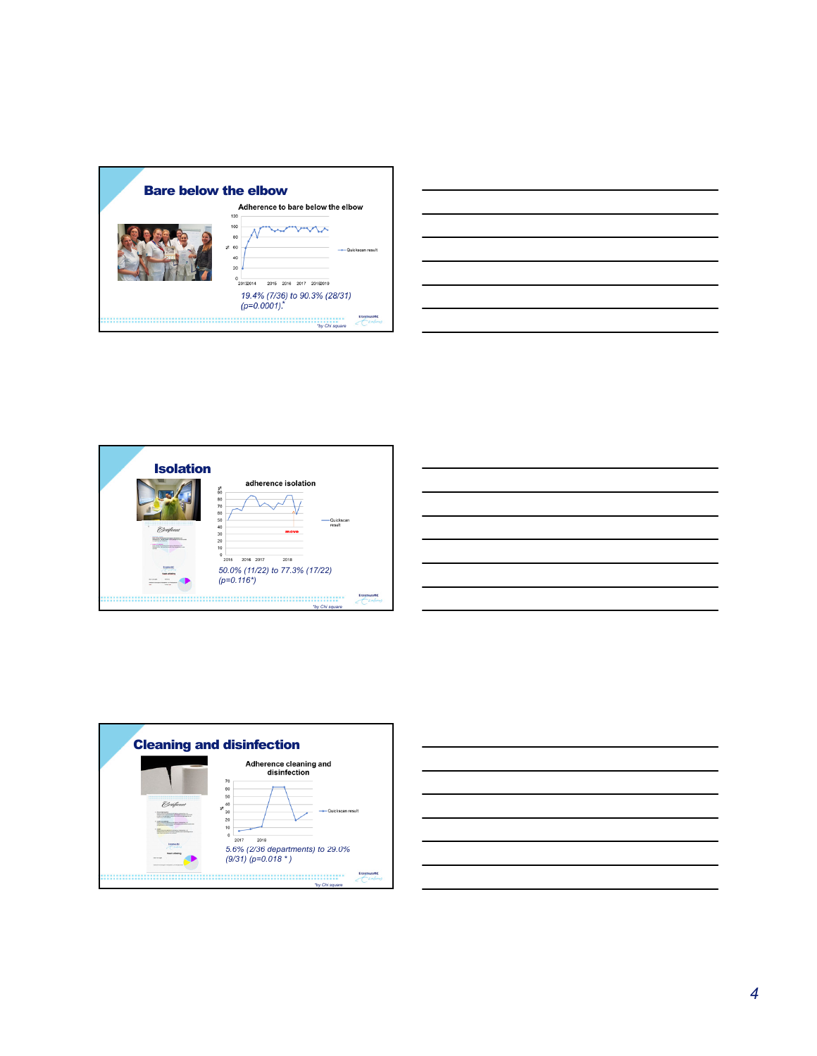## Bare below the elbow

Adherence to bare below the elbow

19.4% (7/36) to 90.3% (28/31) ($p=0.0001$).*

*by Chi square

## Isolation

adherence isolation

50.0% (11/22) to 77.3% (17/22) ($p=0.116$*)

*by Chi square

## Cleaning and disinfection

Adherence cleaning and disinfection

5.6% (2/36 departments) to 29.0% (9/31) ($p=0.018$ *)

*by Chi square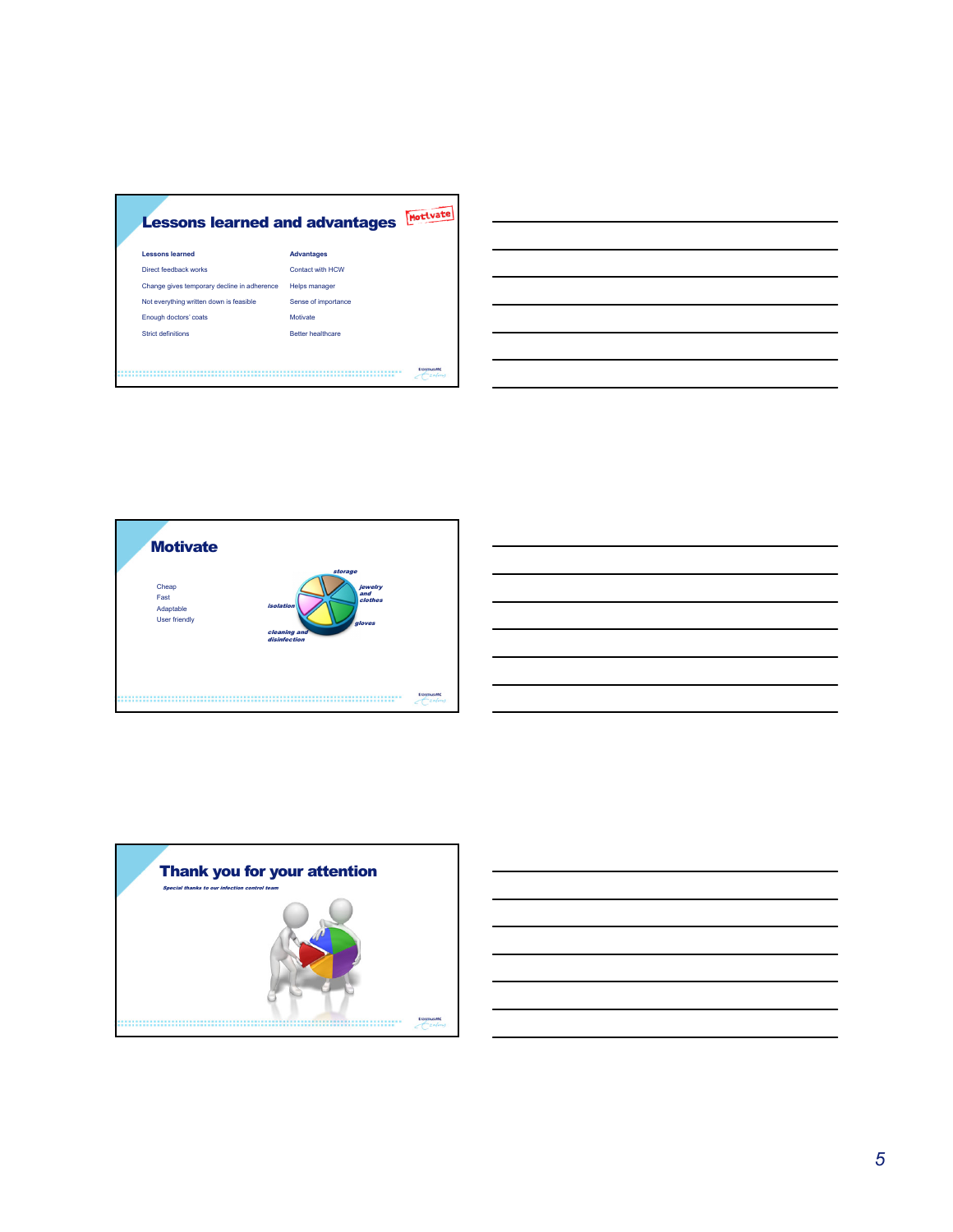## Lessons learned and advantages

Motivate

| Lessons learned | Advantages |
|---|---|
| Direct feedback works | Contact with HCW |
| Change gives temporary decline in adherence | Helps manager |
| Not everything written down is feasible | Sense of importance |
| Enough doctors' coats | Motivate |
| Strict definitions | Better healthcare |

## Motivate

- Cheap
- Fast
- Adaptable
- User friendly

storage

jewelry and clothes

isolation

gloves

cleaning and disinfection

## Thank you for your attention

*Special thanks to our infection control team*